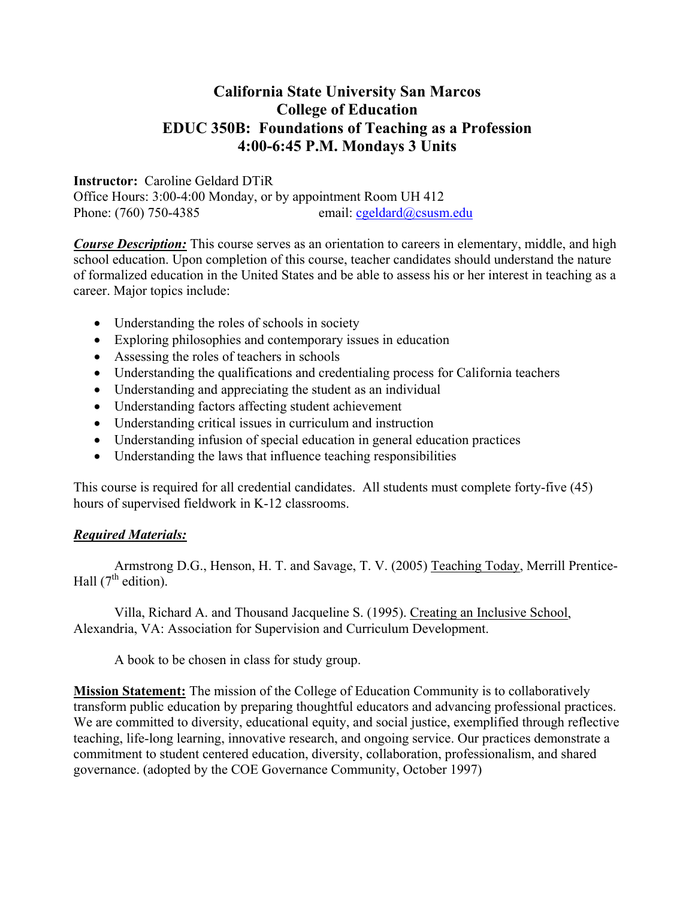# California State University San Marcos
# College of Education
# EDUC 350B: Foundations of Teaching as a Profession
# 4:00-6:45 P.M. Mondays 3 Units

**Instructor:** Caroline Geldard DTiR
Office Hours: 3:00-4:00 Monday, or by appointment Room UH 412
Phone: (760) 750-4385 email: cgeldard@csusm.edu

***Course Description:*** This course serves as an orientation to careers in elementary, middle, and high school education. Upon completion of this course, teacher candidates should understand the nature of formalized education in the United States and be able to assess his or her interest in teaching as a career. Major topics include:

- Understanding the roles of schools in society
- Exploring philosophies and contemporary issues in education
- Assessing the roles of teachers in schools
- Understanding the qualifications and credentialing process for California teachers
- Understanding and appreciating the student as an individual
- Understanding factors affecting student achievement
- Understanding critical issues in curriculum and instruction
- Understanding infusion of special education in general education practices
- Understanding the laws that influence teaching responsibilities

This course is required for all credential candidates. All students must complete forty-five (45) hours of supervised fieldwork in K-12 classrooms.

***Required Materials:***

Armstrong D.G., Henson, H. T. and Savage, T. V. (2005) Teaching Today, Merrill Prentice-Hall (7th edition).

Villa, Richard A. and Thousand Jacqueline S. (1995). Creating an Inclusive School, Alexandria, VA: Association for Supervision and Curriculum Development.

A book to be chosen in class for study group.

**Mission Statement:** The mission of the College of Education Community is to collaboratively transform public education by preparing thoughtful educators and advancing professional practices. We are committed to diversity, educational equity, and social justice, exemplified through reflective teaching, life-long learning, innovative research, and ongoing service. Our practices demonstrate a commitment to student centered education, diversity, collaboration, professionalism, and shared governance. (adopted by the COE Governance Community, October 1997)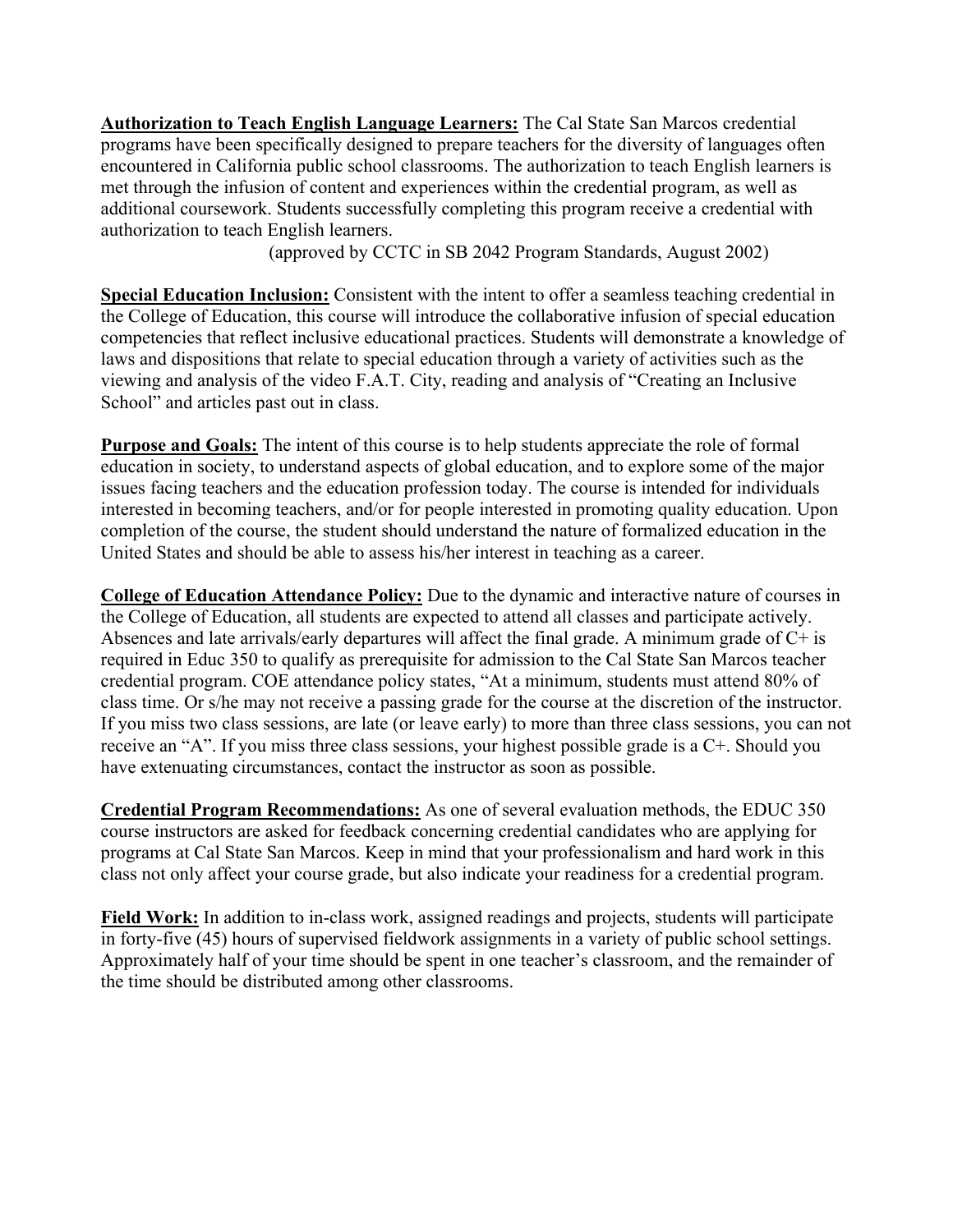**Authorization to Teach English Language Learners:** The Cal State San Marcos credential programs have been specifically designed to prepare teachers for the diversity of languages often encountered in California public school classrooms. The authorization to teach English learners is met through the infusion of content and experiences within the credential program, as well as additional coursework. Students successfully completing this program receive a credential with authorization to teach English learners.

(approved by CCTC in SB 2042 Program Standards, August 2002)

**Special Education Inclusion:** Consistent with the intent to offer a seamless teaching credential in the College of Education, this course will introduce the collaborative infusion of special education competencies that reflect inclusive educational practices. Students will demonstrate a knowledge of laws and dispositions that relate to special education through a variety of activities such as the viewing and analysis of the video F.A.T. City, reading and analysis of "Creating an Inclusive School" and articles past out in class.

**Purpose and Goals:** The intent of this course is to help students appreciate the role of formal education in society, to understand aspects of global education, and to explore some of the major issues facing teachers and the education profession today. The course is intended for individuals interested in becoming teachers, and/or for people interested in promoting quality education. Upon completion of the course, the student should understand the nature of formalized education in the United States and should be able to assess his/her interest in teaching as a career.

**College of Education Attendance Policy:** Due to the dynamic and interactive nature of courses in the College of Education, all students are expected to attend all classes and participate actively. Absences and late arrivals/early departures will affect the final grade. A minimum grade of C+ is required in Educ 350 to qualify as prerequisite for admission to the Cal State San Marcos teacher credential program. COE attendance policy states, "At a minimum, students must attend 80% of class time. Or s/he may not receive a passing grade for the course at the discretion of the instructor. If you miss two class sessions, are late (or leave early) to more than three class sessions, you can not receive an "A". If you miss three class sessions, your highest possible grade is a C+. Should you have extenuating circumstances, contact the instructor as soon as possible.

**Credential Program Recommendations:** As one of several evaluation methods, the EDUC 350 course instructors are asked for feedback concerning credential candidates who are applying for programs at Cal State San Marcos. Keep in mind that your professionalism and hard work in this class not only affect your course grade, but also indicate your readiness for a credential program.

**Field Work:** In addition to in-class work, assigned readings and projects, students will participate in forty-five (45) hours of supervised fieldwork assignments in a variety of public school settings. Approximately half of your time should be spent in one teacher's classroom, and the remainder of the time should be distributed among other classrooms.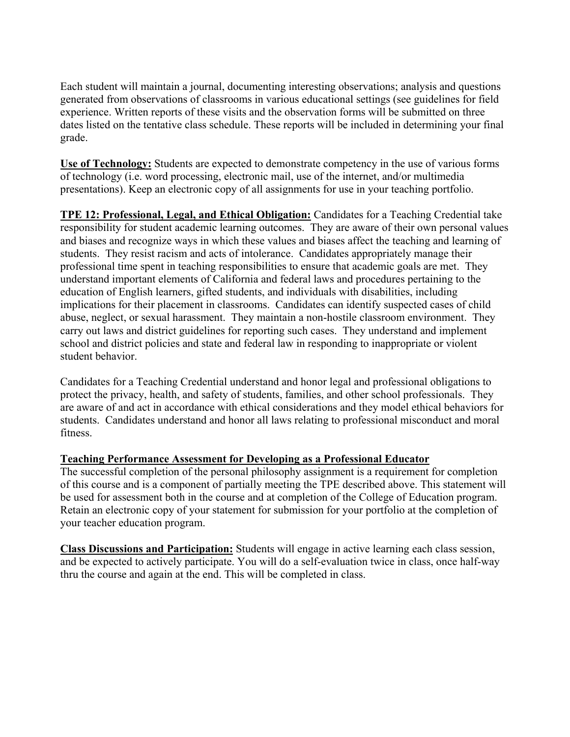Each student will maintain a journal, documenting interesting observations; analysis and questions generated from observations of classrooms in various educational settings (see guidelines for field experience. Written reports of these visits and the observation forms will be submitted on three dates listed on the tentative class schedule. These reports will be included in determining your final grade.

**Use of Technology:** Students are expected to demonstrate competency in the use of various forms of technology (i.e. word processing, electronic mail, use of the internet, and/or multimedia presentations). Keep an electronic copy of all assignments for use in your teaching portfolio.

**TPE 12: Professional, Legal, and Ethical Obligation:** Candidates for a Teaching Credential take responsibility for student academic learning outcomes. They are aware of their own personal values and biases and recognize ways in which these values and biases affect the teaching and learning of students. They resist racism and acts of intolerance. Candidates appropriately manage their professional time spent in teaching responsibilities to ensure that academic goals are met. They understand important elements of California and federal laws and procedures pertaining to the education of English learners, gifted students, and individuals with disabilities, including implications for their placement in classrooms. Candidates can identify suspected cases of child abuse, neglect, or sexual harassment. They maintain a non-hostile classroom environment. They carry out laws and district guidelines for reporting such cases. They understand and implement school and district policies and state and federal law in responding to inappropriate or violent student behavior.

Candidates for a Teaching Credential understand and honor legal and professional obligations to protect the privacy, health, and safety of students, families, and other school professionals. They are aware of and act in accordance with ethical considerations and they model ethical behaviors for students. Candidates understand and honor all laws relating to professional misconduct and moral fitness.

**Teaching Performance Assessment for Developing as a Professional Educator**

The successful completion of the personal philosophy assignment is a requirement for completion of this course and is a component of partially meeting the TPE described above. This statement will be used for assessment both in the course and at completion of the College of Education program. Retain an electronic copy of your statement for submission for your portfolio at the completion of your teacher education program.

**Class Discussions and Participation:** Students will engage in active learning each class session, and be expected to actively participate. You will do a self-evaluation twice in class, once half-way thru the course and again at the end. This will be completed in class.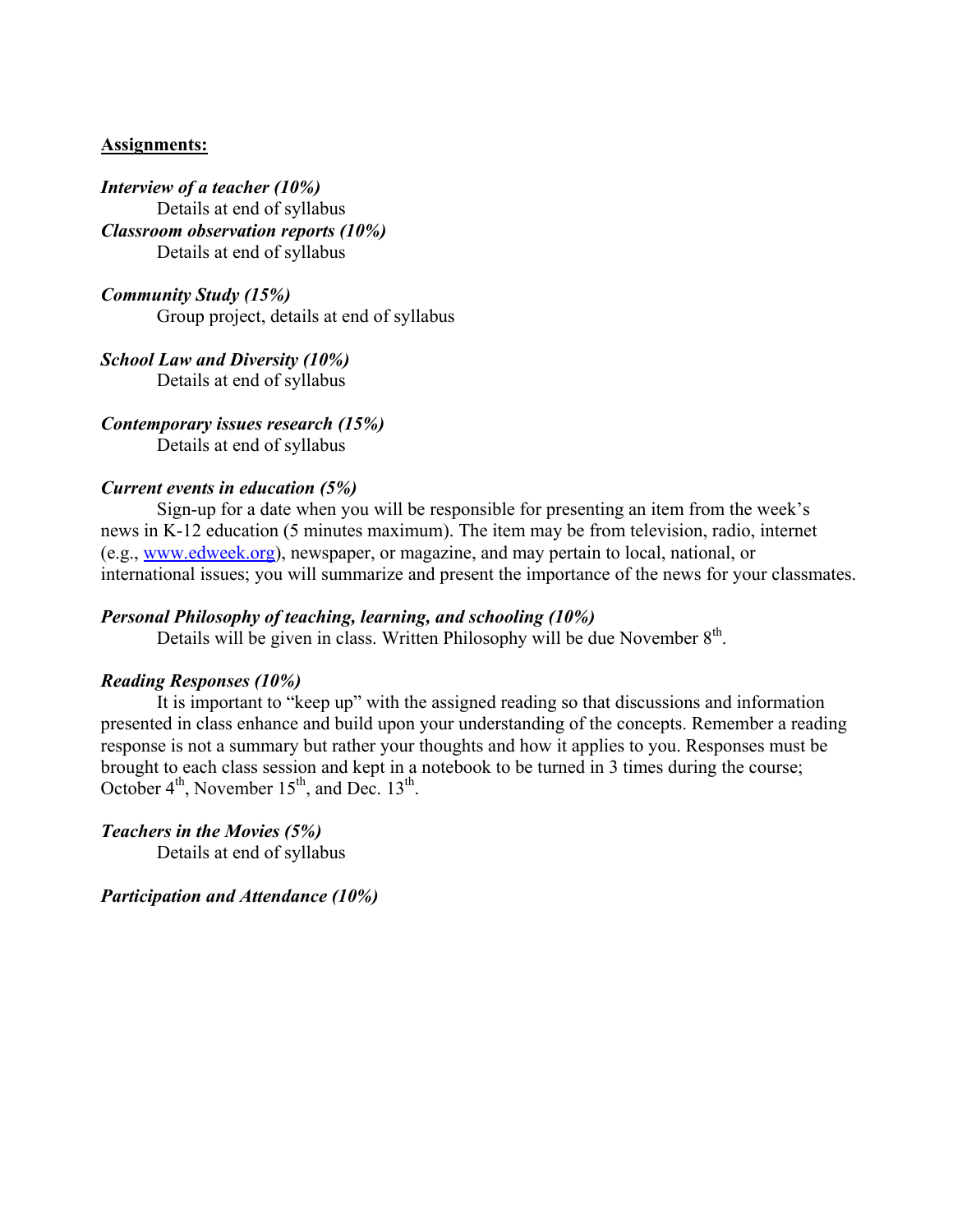**Assignments:**

***Interview of a teacher (10%)***

Details at end of syllabus

***Classroom observation reports (10%)***

Details at end of syllabus

***Community Study (15%)***

Group project, details at end of syllabus

***School Law and Diversity (10%)***

Details at end of syllabus

***Contemporary issues research (15%)***

Details at end of syllabus

***Current events in education (5%)***

Sign-up for a date when you will be responsible for presenting an item from the week's news in K-12 education (5 minutes maximum). The item may be from television, radio, internet (e.g., [www.edweek.org](http://www.edweek.org)), newspaper, or magazine, and may pertain to local, national, or international issues; you will summarize and present the importance of the news for your classmates.

***Personal Philosophy of teaching, learning, and schooling (10%)***

Details will be given in class. Written Philosophy will be due November 8th.

***Reading Responses (10%)***

It is important to "keep up" with the assigned reading so that discussions and information presented in class enhance and build upon your understanding of the concepts. Remember a reading response is not a summary but rather your thoughts and how it applies to you. Responses must be brought to each class session and kept in a notebook to be turned in 3 times during the course; October 4th, November 15th, and Dec. 13th.

***Teachers in the Movies (5%)***

Details at end of syllabus

***Participation and Attendance (10%)***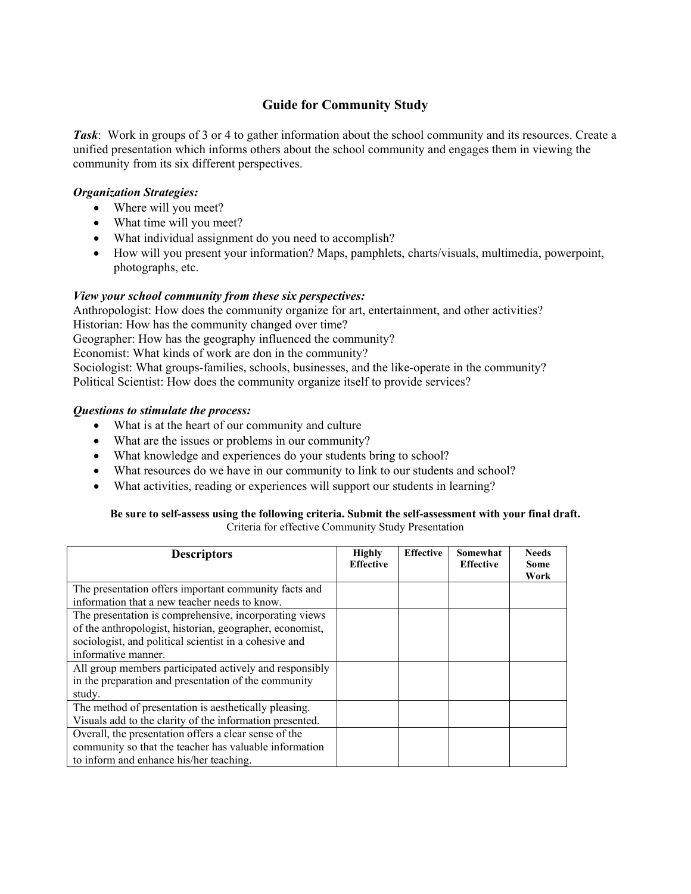## Guide for Community Study

***Task***: Work in groups of 3 or 4 to gather information about the school community and its resources. Create a unified presentation which informs others about the school community and engages them in viewing the community from its six different perspectives.

***Organization Strategies:***

- Where will you meet?
- What time will you meet?
- What individual assignment do you need to accomplish?
- How will you present your information? Maps, pamphlets, charts/visuals, multimedia, powerpoint, photographs, etc.

***View your school community from these six perspectives:***

Anthropologist: How does the community organize for art, entertainment, and other activities?
Historian: How has the community changed over time?
Geographer: How has the geography influenced the community?
Economist: What kinds of work are don in the community?
Sociologist: What groups-families, schools, businesses, and the like-operate in the community?
Political Scientist: How does the community organize itself to provide services?

***Questions to stimulate the process:***

- What is at the heart of our community and culture
- What are the issues or problems in our community?
- What knowledge and experiences do your students bring to school?
- What resources do we have in our community to link to our students and school?
- What activities, reading or experiences will support our students in learning?

**Be sure to self-assess using the following criteria. Submit the self-assessment with your final draft.**

Criteria for effective Community Study Presentation

| Descriptors | Highly Effective | Effective | Somewhat Effective | Needs Some Work |
|---|---|---|---|---|
| The presentation offers important community facts and information that a new teacher needs to know. | | | | |
| The presentation is comprehensive, incorporating views of the anthropologist, historian, geographer, economist, sociologist, and political scientist in a cohesive and informative manner. | | | | |
| All group members participated actively and responsibly in the preparation and presentation of the community study. | | | | |
| The method of presentation is aesthetically pleasing. Visuals add to the clarity of the information presented. | | | | |
| Overall, the presentation offers a clear sense of the community so that the teacher has valuable information to inform and enhance his/her teaching. | | | | |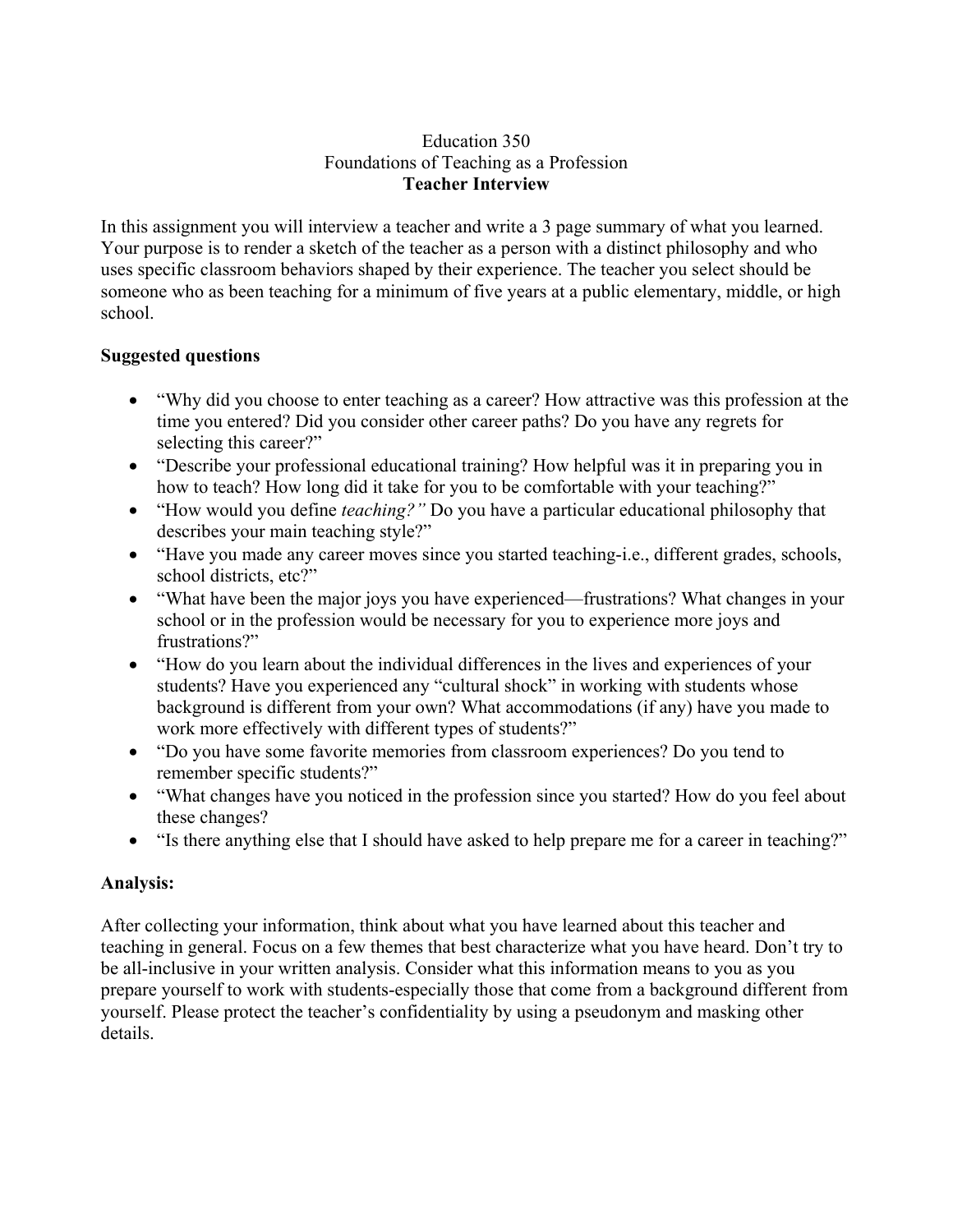Education 350

Foundations of Teaching as a Profession

**Teacher Interview**

In this assignment you will interview a teacher and write a 3 page summary of what you learned. Your purpose is to render a sketch of the teacher as a person with a distinct philosophy and who uses specific classroom behaviors shaped by their experience. The teacher you select should be someone who as been teaching for a minimum of five years at a public elementary, middle, or high school.

**Suggested questions**

- "Why did you choose to enter teaching as a career? How attractive was this profession at the time you entered? Did you consider other career paths? Do you have any regrets for selecting this career?"
- "Describe your professional educational training? How helpful was it in preparing you in how to teach? How long did it take for you to be comfortable with your teaching?"
- "How would you define *teaching?"* Do you have a particular educational philosophy that describes your main teaching style?"
- "Have you made any career moves since you started teaching-i.e., different grades, schools, school districts, etc?"
- "What have been the major joys you have experienced—frustrations? What changes in your school or in the profession would be necessary for you to experience more joys and frustrations?"
- "How do you learn about the individual differences in the lives and experiences of your students? Have you experienced any "cultural shock" in working with students whose background is different from your own? What accommodations (if any) have you made to work more effectively with different types of students?"
- "Do you have some favorite memories from classroom experiences? Do you tend to remember specific students?"
- "What changes have you noticed in the profession since you started? How do you feel about these changes?
- "Is there anything else that I should have asked to help prepare me for a career in teaching?"

**Analysis:**

After collecting your information, think about what you have learned about this teacher and teaching in general. Focus on a few themes that best characterize what you have heard. Don't try to be all-inclusive in your written analysis. Consider what this information means to you as you prepare yourself to work with students-especially those that come from a background different from yourself. Please protect the teacher's confidentiality by using a pseudonym and masking other details.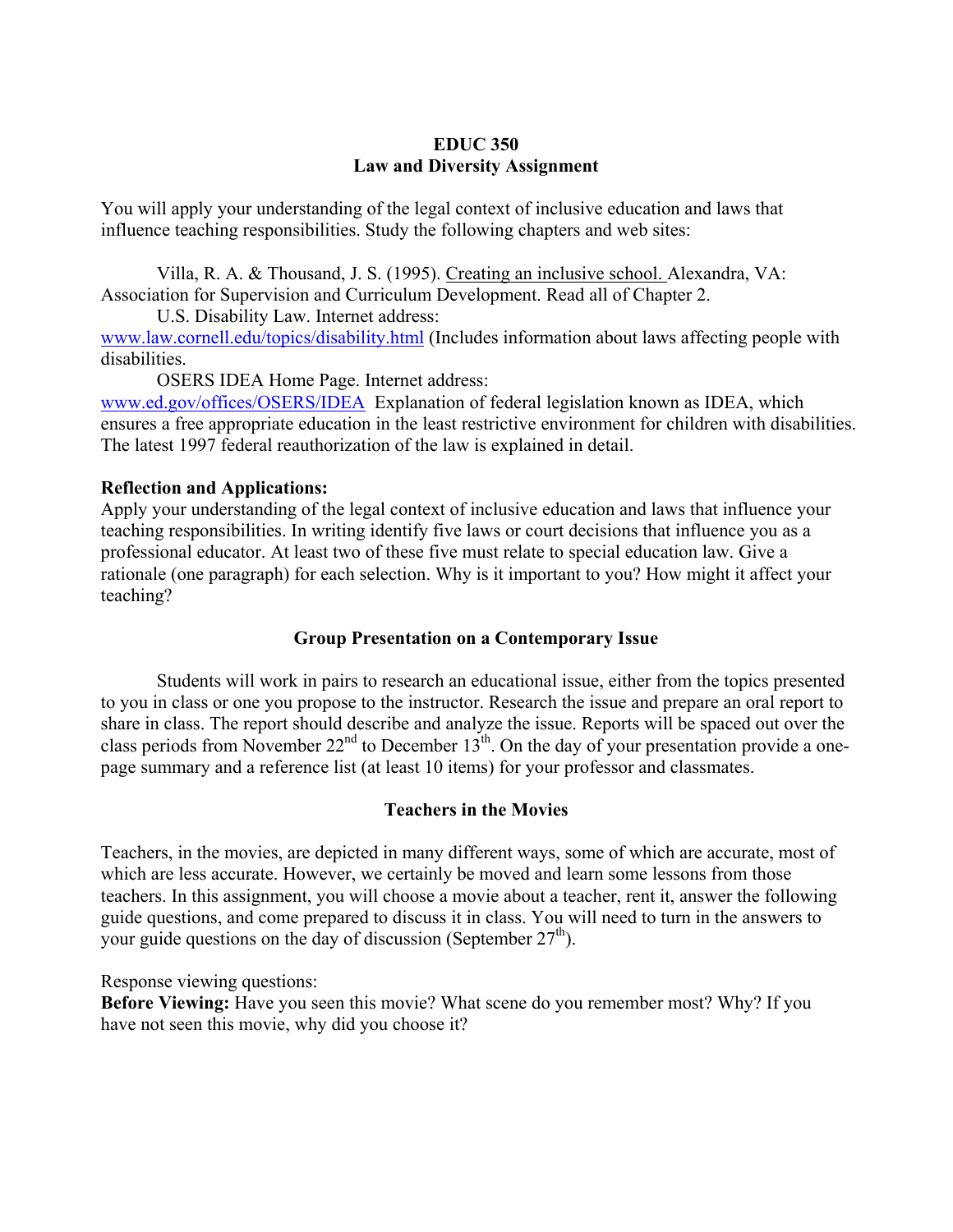**EDUC 350**
**Law and Diversity Assignment**

You will apply your understanding of the legal context of inclusive education and laws that influence teaching responsibilities. Study the following chapters and web sites:

Villa, R. A. & Thousand, J. S. (1995). Creating an inclusive school. Alexandra, VA: Association for Supervision and Curriculum Development. Read all of Chapter 2.

U.S. Disability Law. Internet address: www.law.cornell.edu/topics/disability.html (Includes information about laws affecting people with disabilities.

OSERS IDEA Home Page. Internet address: www.ed.gov/offices/OSERS/IDEA Explanation of federal legislation known as IDEA, which ensures a free appropriate education in the least restrictive environment for children with disabilities. The latest 1997 federal reauthorization of the law is explained in detail.

**Reflection and Applications:**
Apply your understanding of the legal context of inclusive education and laws that influence your teaching responsibilities. In writing identify five laws or court decisions that influence you as a professional educator. At least two of these five must relate to special education law. Give a rationale (one paragraph) for each selection. Why is it important to you? How might it affect your teaching?

**Group Presentation on a Contemporary Issue**

Students will work in pairs to research an educational issue, either from the topics presented to you in class or one you propose to the instructor. Research the issue and prepare an oral report to share in class. The report should describe and analyze the issue. Reports will be spaced out over the class periods from November 22nd to December 13th. On the day of your presentation provide a one-page summary and a reference list (at least 10 items) for your professor and classmates.

**Teachers in the Movies**

Teachers, in the movies, are depicted in many different ways, some of which are accurate, most of which are less accurate. However, we certainly be moved and learn some lessons from those teachers. In this assignment, you will choose a movie about a teacher, rent it, answer the following guide questions, and come prepared to discuss it in class. You will need to turn in the answers to your guide questions on the day of discussion (September 27th).

Response viewing questions:
**Before Viewing:** Have you seen this movie? What scene do you remember most? Why? If you have not seen this movie, why did you choose it?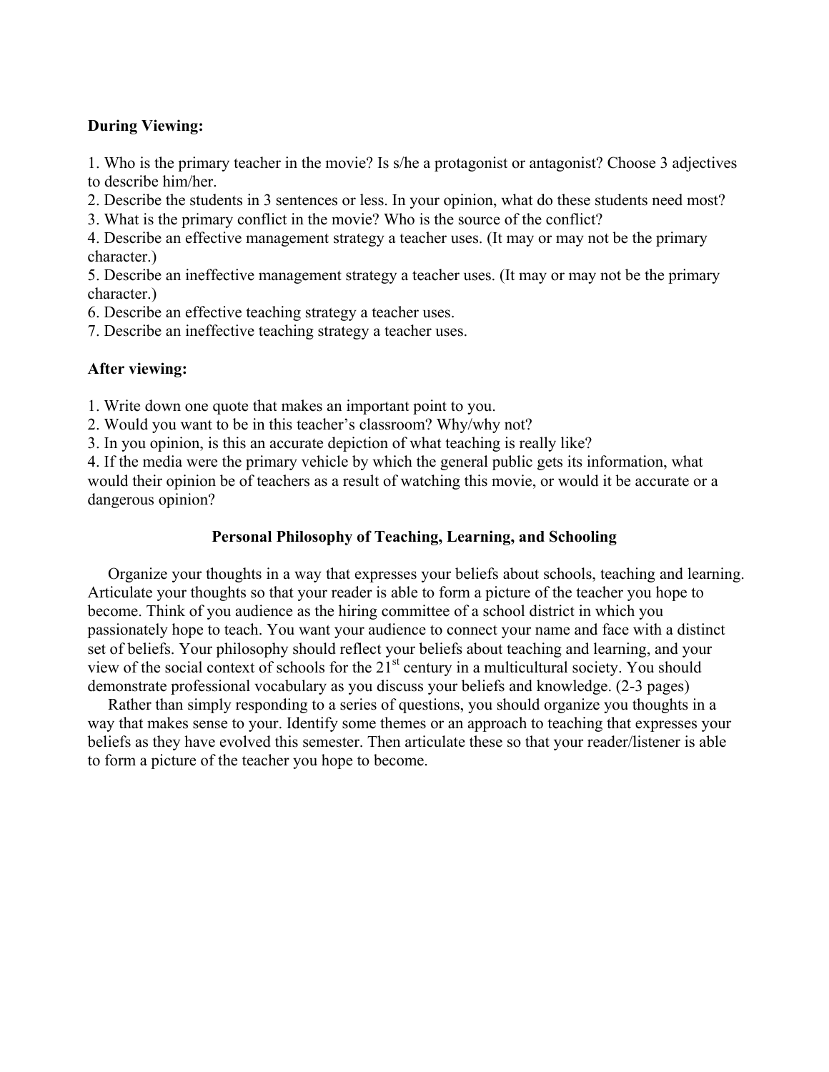**During Viewing:**

1. Who is the primary teacher in the movie? Is s/he a protagonist or antagonist? Choose 3 adjectives to describe him/her.
2. Describe the students in 3 sentences or less. In your opinion, what do these students need most?
3. What is the primary conflict in the movie? Who is the source of the conflict?
4. Describe an effective management strategy a teacher uses. (It may or may not be the primary character.)
5. Describe an ineffective management strategy a teacher uses. (It may or may not be the primary character.)
6. Describe an effective teaching strategy a teacher uses.
7. Describe an ineffective teaching strategy a teacher uses.

**After viewing:**

1. Write down one quote that makes an important point to you.
2. Would you want to be in this teacher's classroom? Why/why not?
3. In you opinion, is this an accurate depiction of what teaching is really like?
4. If the media were the primary vehicle by which the general public gets its information, what would their opinion be of teachers as a result of watching this movie, or would it be accurate or a dangerous opinion?

## Personal Philosophy of Teaching, Learning, and Schooling

Organize your thoughts in a way that expresses your beliefs about schools, teaching and learning. Articulate your thoughts so that your reader is able to form a picture of the teacher you hope to become. Think of you audience as the hiring committee of a school district in which you passionately hope to teach. You want your audience to connect your name and face with a distinct set of beliefs. Your philosophy should reflect your beliefs about teaching and learning, and your view of the social context of schools for the 21st century in a multicultural society. You should demonstrate professional vocabulary as you discuss your beliefs and knowledge. (2-3 pages)

Rather than simply responding to a series of questions, you should organize you thoughts in a way that makes sense to your. Identify some themes or an approach to teaching that expresses your beliefs as they have evolved this semester. Then articulate these so that your reader/listener is able to form a picture of the teacher you hope to become.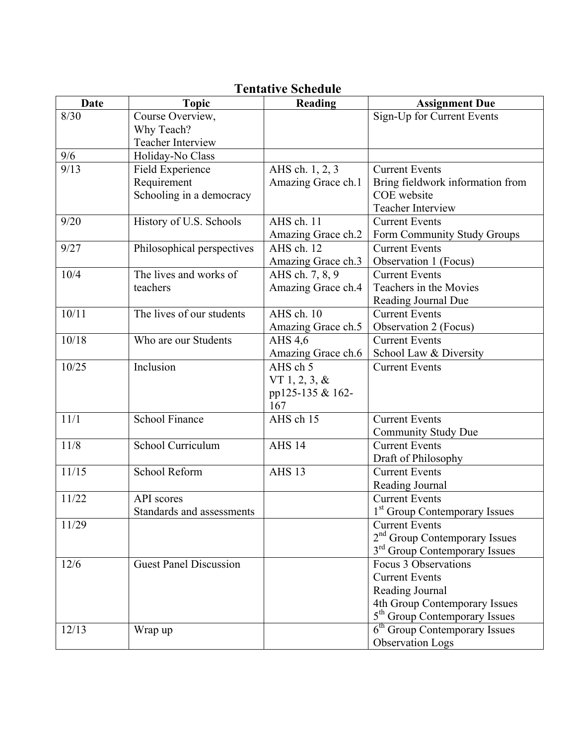## Tentative Schedule

| Date | Topic | Reading | Assignment Due |
|---|---|---|---|
| 8/30 | Course Overview,<br>Why Teach?<br>Teacher Interview | | Sign-Up for Current Events |
| 9/6 | Holiday-No Class | | |
| 9/13 | Field Experience Requirement<br>Schooling in a democracy | AHS ch. 1, 2, 3<br>Amazing Grace ch.1 | Current Events<br>Bring fieldwork information from COE website<br>Teacher Interview |
| 9/20 | History of U.S. Schools | AHS ch. 11<br>Amazing Grace ch.2 | Current Events<br>Form Community Study Groups |
| 9/27 | Philosophical perspectives | AHS ch. 12<br>Amazing Grace ch.3 | Current Events<br>Observation 1 (Focus) |
| 10/4 | The lives and works of teachers | AHS ch. 7, 8, 9<br>Amazing Grace ch.4 | Current Events<br>Teachers in the Movies<br>Reading Journal Due |
| 10/11 | The lives of our students | AHS ch. 10<br>Amazing Grace ch.5 | Current Events<br>Observation 2 (Focus) |
| 10/18 | Who are our Students | AHS 4,6<br>Amazing Grace ch.6 | Current Events<br>School Law & Diversity |
| 10/25 | Inclusion | AHS ch 5<br>VT 1, 2, 3, &<br>pp125-135 & 162-167 | Current Events |
| 11/1 | School Finance | AHS ch 15 | Current Events<br>Community Study Due |
| 11/8 | School Curriculum | AHS 14 | Current Events<br>Draft of Philosophy |
| 11/15 | School Reform | AHS 13 | Current Events<br>Reading Journal |
| 11/22 | API scores<br>Standards and assessments | | Current Events<br>1st Group Contemporary Issues |
| 11/29 | | | Current Events<br>2nd Group Contemporary Issues<br>3rd Group Contemporary Issues |
| 12/6 | Guest Panel Discussion | | Focus 3 Observations<br>Current Events<br>Reading Journal<br>4th Group Contemporary Issues<br>5th Group Contemporary Issues |
| 12/13 | Wrap up | | 6th Group Contemporary Issues<br>Observation Logs |